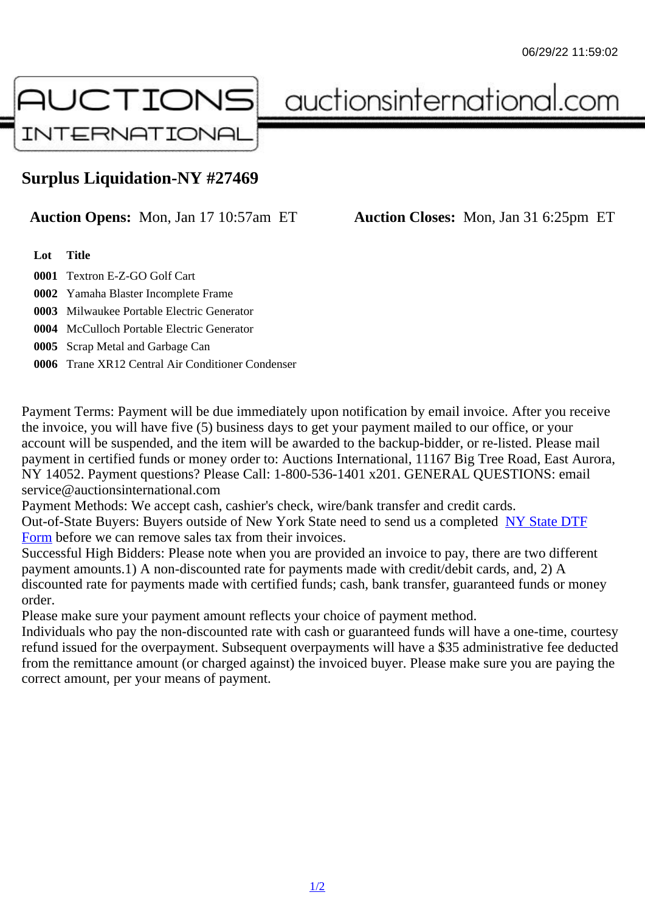# Surplus Liquidation-NY #27469

**Auction Opens:** Mon, Jan 17 10:57am ET **Auction Closes:** Mon, Jan 31 6:25pm ET

| Lot | Title |
| --- | --- |
| 0001 | Textron E-Z-GO Golf Cart |
| 0002 | Yamaha Blaster Incomplete Frame |
| 0003 | Milwaukee Portable Electric Generator |
| 0004 | McCulloch Portable Electric Generator |
| 0005 | Scrap Metal and Garbage Can |
| 0006 | Trane XR12 Central Air Conditioner Condenser |

Payment Terms: Payment will be due immediately upon notification by email invoice. After you receive the invoice, you will have five (5) business days to get your payment mailed to our office, or your account will be suspended, and the item will be awarded to the backup-bidder, or re-listed. Please mail payment in certified funds or money order to: Auctions International, 11167 Big Tree Road, East Aurora, NY 14052. Payment questions? Please Call: 1-800-536-1401 x201. GENERAL QUESTIONS: email service@auctionsinternational.com

Payment Methods: We accept cash, cashier's check, wire/bank transfer and credit cards.

Out-of-State Buyers: Buyers outside of New York State need to send us a completed NY State DTF Form before we can remove sales tax from their invoices.

Successful High Bidders: Please note when you are provided an invoice to pay, there are two different payment amounts.1) A non-discounted rate for payments made with credit/debit cards, and, 2) A discounted rate for payments made with certified funds; cash, bank transfer, guaranteed funds or money order.

Please make sure your payment amount reflects your choice of payment method.

Individuals who pay the non-discounted rate with cash or guaranteed funds will have a one-time, courtesy refund issued for the overpayment. Subsequent overpayments will have a $35 administrative fee deducted from the remittance amount (or charged against) the invoiced buyer. Please make sure you are paying the correct amount, per your means of payment.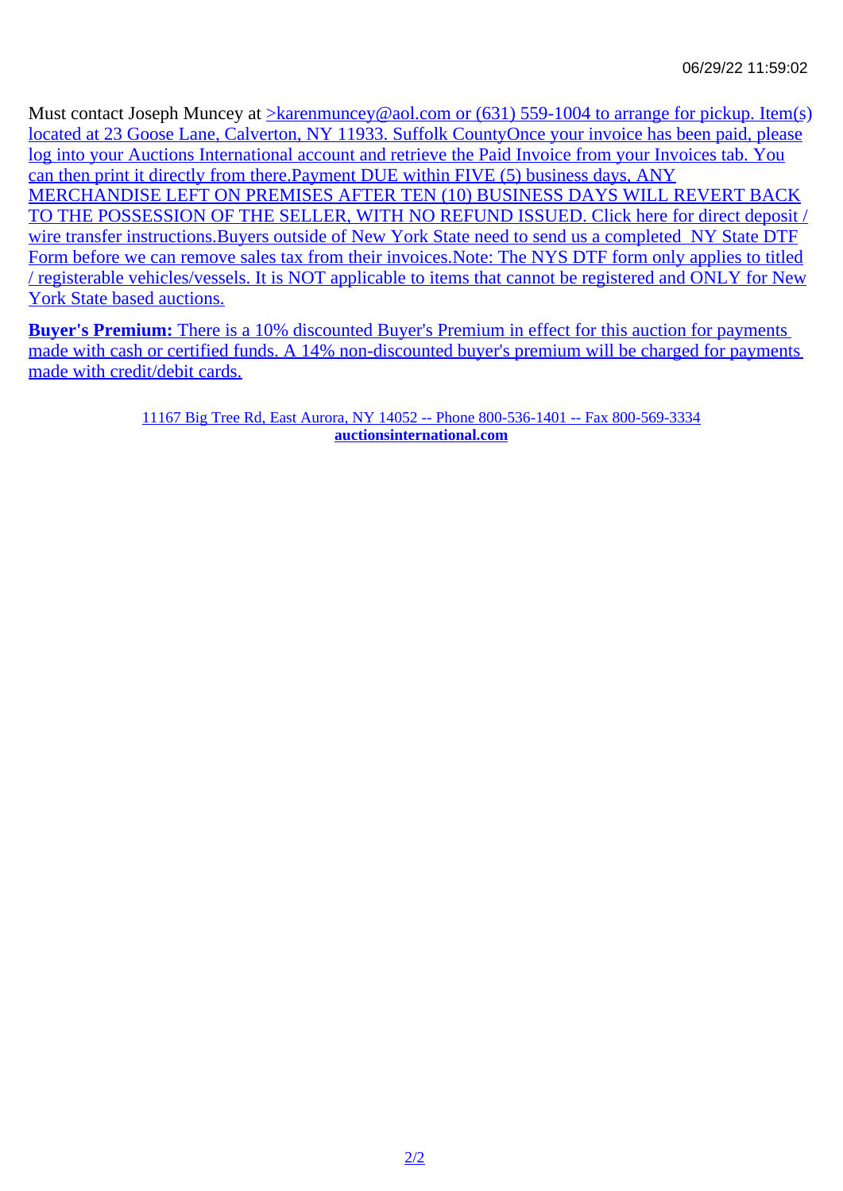Must contact Joseph Muncey at >karenmuncey@aol.com or (631) 559-1004 to arrange for pickup. Item(s) located at 23 Goose Lane, Calverton, NY 11933. Suffolk CountyOnce your invoice has been paid, please log into your Auctions International account and retrieve the Paid Invoice from your Invoices tab. You can then print it directly from there.Payment DUE within FIVE (5) business days, ANY MERCHANDISE LEFT ON PREMISES AFTER TEN (10) BUSINESS DAYS WILL REVERT BACK TO THE POSSESSION OF THE SELLER, WITH NO REFUND ISSUED. Click here for direct deposit / wire transfer instructions.Buyers outside of New York State need to send us a completed NY State DTF Form before we can remove sales tax from their invoices.Note: The NYS DTF form only applies to titled / registerable vehicles/vessels. It is NOT applicable to items that cannot be registered and ONLY for New York State based auctions.

**Buyer's Premium:** There is a 10% discounted Buyer's Premium in effect for this auction for payments made with cash or certified funds. A 14% non-discounted buyer's premium will be charged for payments made with credit/debit cards.

11167 Big Tree Rd, East Aurora, NY 14052 -- Phone 800-536-1401 -- Fax 800-569-3334
**auctionsinternational.com**